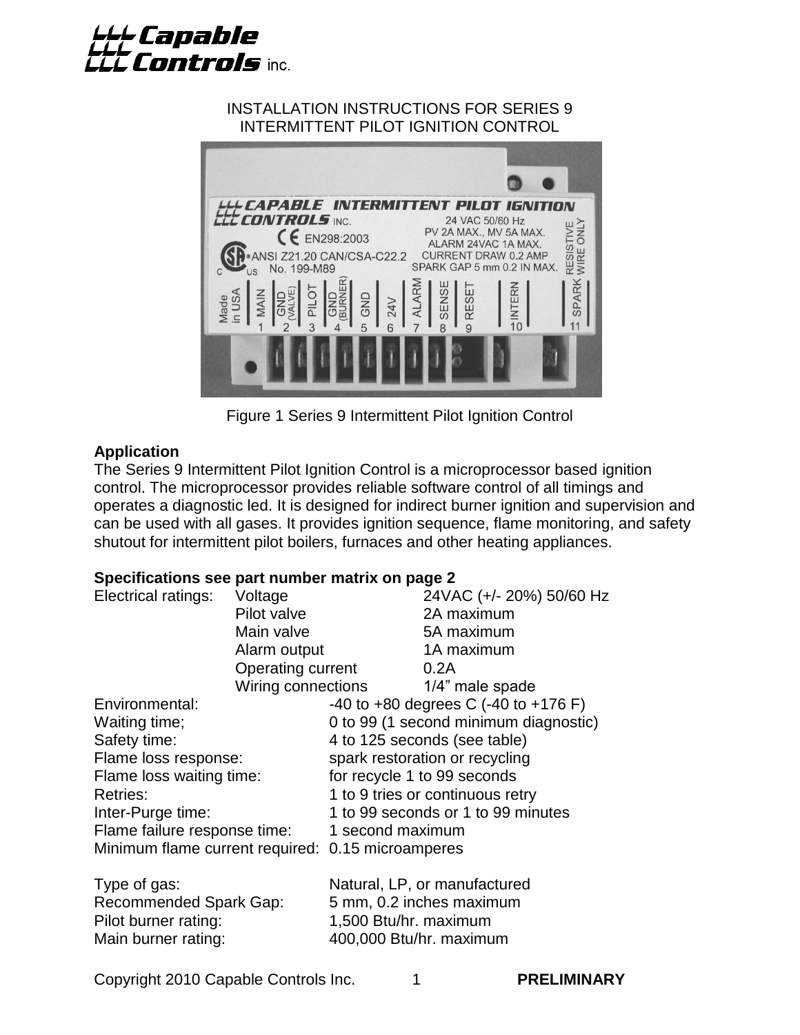# INSTALLATION INSTRUCTIONS FOR SERIES 9 INTERMITTENT PILOT IGNITION CONTROL

Figure 1 Series 9 Intermittent Pilot Ignition Control

## Application

The Series 9 Intermittent Pilot Ignition Control is a microprocessor based ignition control. The microprocessor provides reliable software control of all timings and operates a diagnostic led. It is designed for indirect burner ignition and supervision and can be used with all gases. It provides ignition sequence, flame monitoring, and safety shutout for intermittent pilot boilers, furnaces and other heating appliances.

## Specifications see part number matrix on page 2

| | | |
|---|---|---|
| Electrical ratings: | Voltage | 24VAC (+/- 20%) 50/60 Hz |
| | Pilot valve | 2A maximum |
| | Main valve | 5A maximum |
| | Alarm output | 1A maximum |
| | Operating current | 0.2A |
| | Wiring connections | 1/4" male spade |

| | |
|---|---|
| Environmental: | -40 to +80 degrees C (-40 to +176 F) |
| Waiting time; | 0 to 99 (1 second minimum diagnostic) |
| Safety time: | 4 to 125 seconds (see table) |
| Flame loss response: | spark restoration or recycling |
| Flame loss waiting time: | for recycle 1 to 99 seconds |
| Retries: | 1 to 9 tries or continuous retry |
| Inter-Purge time: | 1 to 99 seconds or 1 to 99 minutes |
| Flame failure response time: | 1 second maximum |
| Minimum flame current required: | 0.15 microamperes |
| Type of gas: | Natural, LP, or manufactured |
| Recommended Spark Gap: | 5 mm, 0.2 inches maximum |
| Pilot burner rating: | 1,500 Btu/hr. maximum |
| Main burner rating: | 400,000 Btu/hr. maximum |

Copyright 2010 Capable Controls Inc. **PRELIMINARY**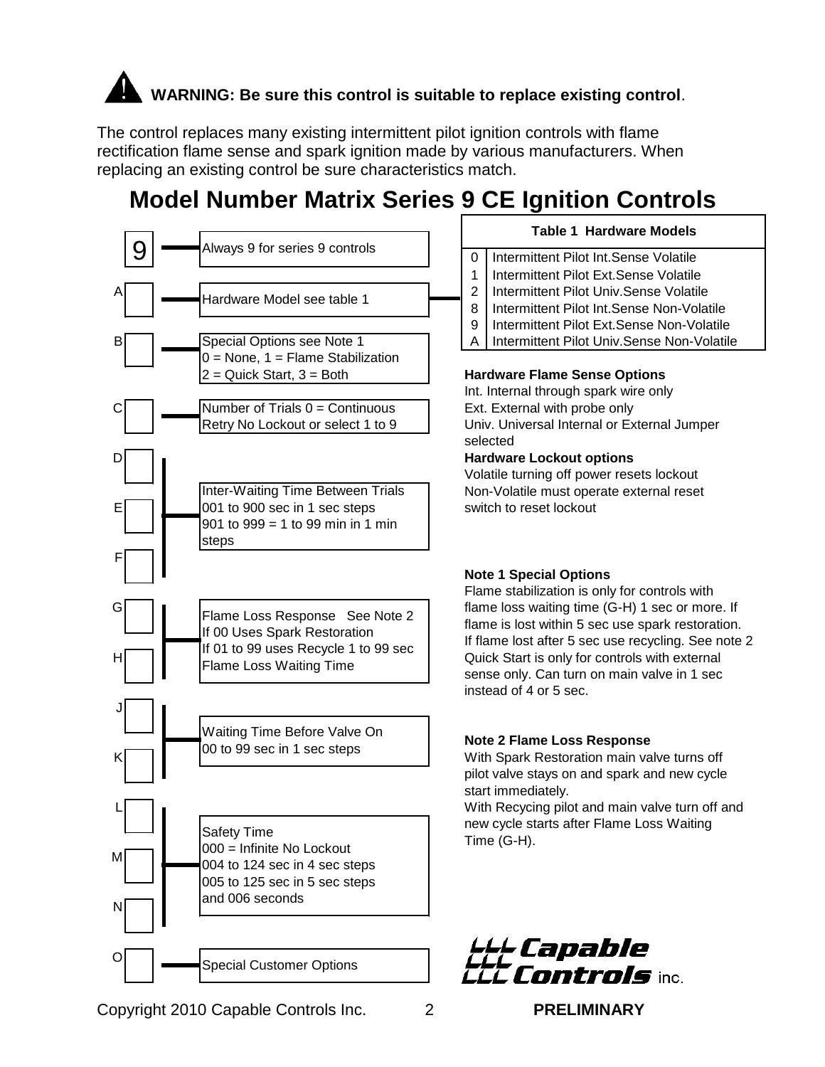**WARNING: Be sure this control is suitable to replace existing control**.

The control replaces many existing intermittent pilot ignition controls with flame rectification flame sense and spark ignition made by various manufacturers. When replacing an existing control be sure characteristics match.

# Model Number Matrix Series 9 CE Ignition Controls

| Position | Description |
|---|---|
| 9 | Always 9 for series 9 controls |
| A | Hardware Model see table 1 |
| B | Special Options see Note 1<br>0 = None, 1 = Flame Stabilization<br>2 = Quick Start, 3 = Both |
| C | Number of Trials 0 = Continuous Retry No Lockout or select 1 to 9 |
| D, E, F | Inter-Waiting Time Between Trials<br>001 to 900 sec in 1 sec steps<br>901 to 999 = 1 to 99 min in 1 min steps |
| G, H | Flame Loss Response See Note 2<br>If 00 Uses Spark Restoration<br>If 01 to 99 uses Recycle 1 to 99 sec Flame Loss Waiting Time |
| J, K | Waiting Time Before Valve On<br>00 to 99 sec in 1 sec steps |
| L, M, N | Safety Time<br>000 = Infinite No Lockout<br>004 to 124 sec in 4 sec steps<br>005 to 125 sec in 5 sec steps<br>and 006 seconds |
| O | Special Customer Options |

**Table 1 Hardware Models**

| Code | Model |
|---|---|
| 0 | Intermittent Pilot Int.Sense Volatile |
| 1 | Intermittent Pilot Ext.Sense Volatile |
| 2 | Intermittent Pilot Univ.Sense Volatile |
| 8 | Intermittent Pilot Int.Sense Non-Volatile |
| 9 | Intermittent Pilot Ext.Sense Non-Volatile |
| A | Intermittent Pilot Univ.Sense Non-Volatile |

**Hardware Flame Sense Options**

Int. Internal through spark wire only
Ext. External with probe only
Univ. Universal Internal or External Jumper selected

**Hardware Lockout options**

Volatile turning off power resets lockout
Non-Volatile must operate external reset switch to reset lockout

**Note 1 Special Options**

Flame stabilization is only for controls with flame loss waiting time (G-H) 1 sec or more. If flame is lost within 5 sec use spark restoration. If flame lost after 5 sec use recycling. See note 2
Quick Start is only for controls with external sense only. Can turn on main valve in 1 sec instead of 4 or 5 sec.

**Note 2 Flame Loss Response**

With Spark Restoration main valve turns off pilot valve stays on and spark and new cycle start immediately.
With Recycing pilot and main valve turn off and new cycle starts after Flame Loss Waiting Time (G-H).

Capable Controls inc.

Copyright 2010 Capable Controls Inc. **PRELIMINARY**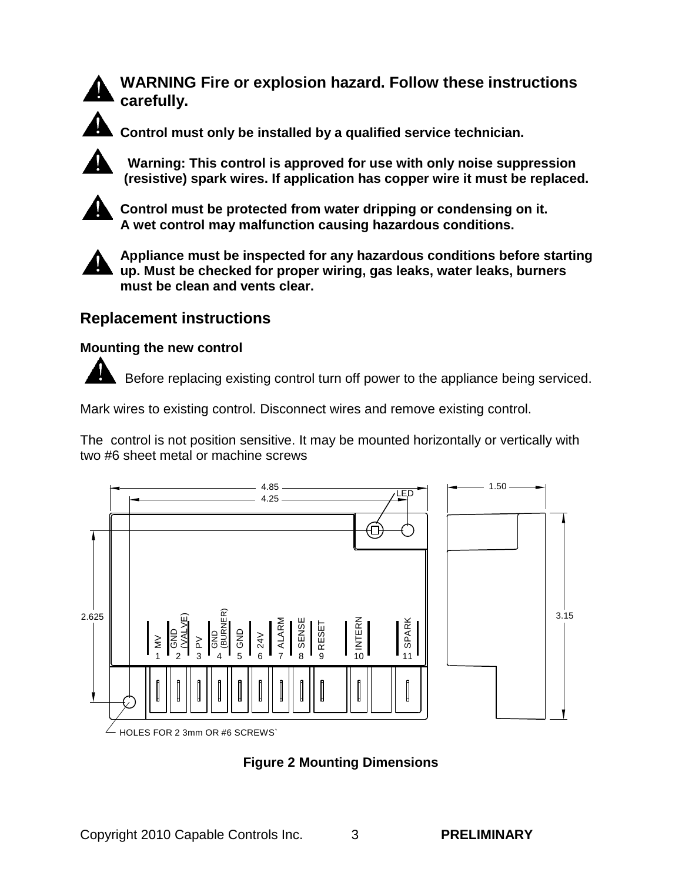**WARNING Fire or explosion hazard. Follow these instructions carefully.**

**Control must only be installed by a qualified service technician.**

**Warning: This control is approved for use with only noise suppression (resistive) spark wires. If application has copper wire it must be replaced.**

**Control must be protected from water dripping or condensing on it. A wet control may malfunction causing hazardous conditions.**

**Appliance must be inspected for any hazardous conditions before starting up. Must be checked for proper wiring, gas leaks, water leaks, burners must be clean and vents clear.**

## Replacement instructions

### Mounting the new control

Before replacing existing control turn off power to the appliance being serviced.

Mark wires to existing control. Disconnect wires and remove existing control.

The control is not position sensitive. It may be mounted horizontally or vertically with two #6 sheet metal or machine screws

4.85
4.25
LED
1.50
2.625
3.15

MV 1 | GND (VALVE) 2 | PV 3 | GND (BURNER) 4 | GND 5 | 24V 6 | ALARM 7 | SENSE 8 | RESET 9 | INTERN 10 | SPARK 11

HOLES FOR 2 3mm OR #6 SCREWS`

**Figure 2 Mounting Dimensions**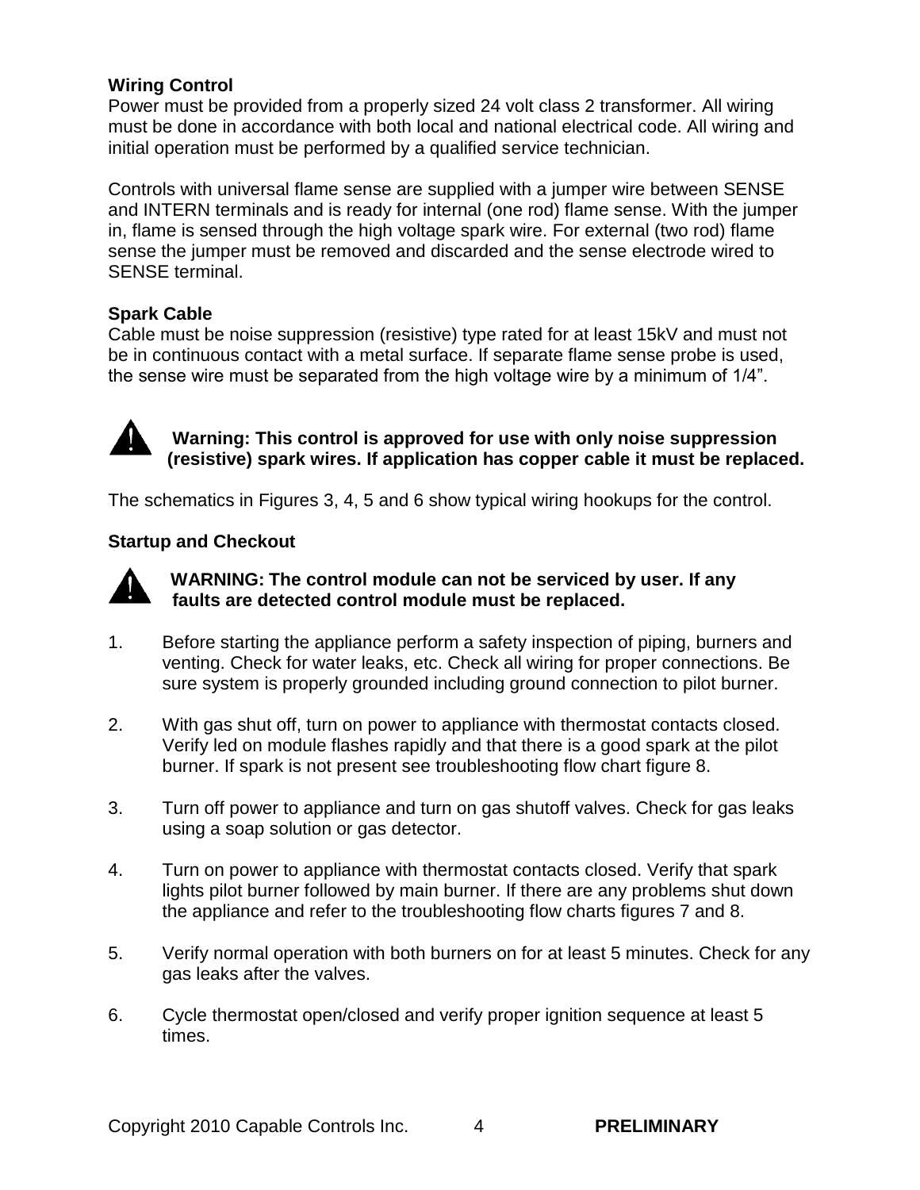**Wiring Control**

Power must be provided from a properly sized 24 volt class 2 transformer. All wiring must be done in accordance with both local and national electrical code. All wiring and initial operation must be performed by a qualified service technician.

Controls with universal flame sense are supplied with a jumper wire between SENSE and INTERN terminals and is ready for internal (one rod) flame sense. With the jumper in, flame is sensed through the high voltage spark wire. For external (two rod) flame sense the jumper must be removed and discarded and the sense electrode wired to SENSE terminal.

**Spark Cable**

Cable must be noise suppression (resistive) type rated for at least 15kV and must not be in continuous contact with a metal surface. If separate flame sense probe is used, the sense wire must be separated from the high voltage wire by a minimum of 1/4".

**Warning: This control is approved for use with only noise suppression (resistive) spark wires. If application has copper cable it must be replaced.**

The schematics in Figures 3, 4, 5 and 6 show typical wiring hookups for the control.

**Startup and Checkout**

**WARNING: The control module can not be serviced by user. If any faults are detected control module must be replaced.**

1. Before starting the appliance perform a safety inspection of piping, burners and venting. Check for water leaks, etc. Check all wiring for proper connections. Be sure system is properly grounded including ground connection to pilot burner.

2. With gas shut off, turn on power to appliance with thermostat contacts closed. Verify led on module flashes rapidly and that there is a good spark at the pilot burner. If spark is not present see troubleshooting flow chart figure 8.

3. Turn off power to appliance and turn on gas shutoff valves. Check for gas leaks using a soap solution or gas detector.

4. Turn on power to appliance with thermostat contacts closed. Verify that spark lights pilot burner followed by main burner. If there are any problems shut down the appliance and refer to the troubleshooting flow charts figures 7 and 8.

5. Verify normal operation with both burners on for at least 5 minutes. Check for any gas leaks after the valves.

6. Cycle thermostat open/closed and verify proper ignition sequence at least 5 times.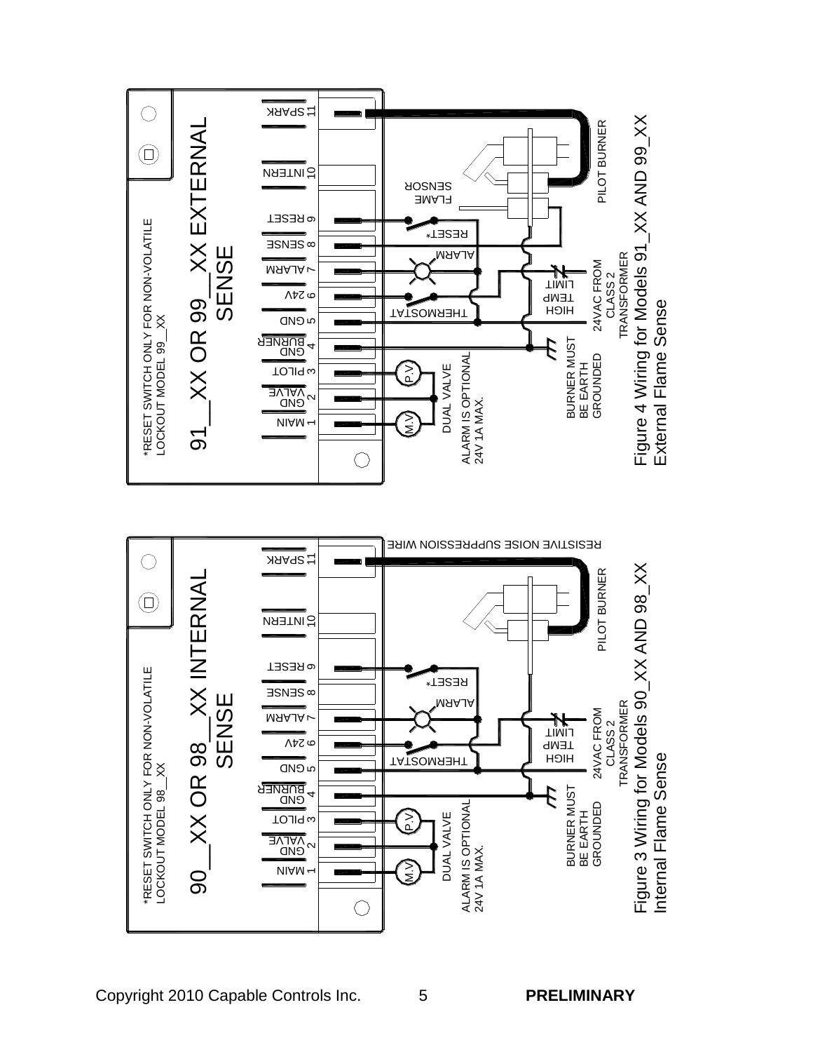*RESET SWITCH ONLY FOR NON-VOLATILE LOCKOUT MODEL 98__XX

90__XX OR 98__XX INTERNAL SENSE

1 MAIN
2 VALVE GND
3 PILOT
4 BURNER GND
5 GND
6 24V
7 ALARM
8 SENSE
9 RESET
10 INTERN
11 SPARK

M.V
P.V
DUAL VALVE
ALARM IS OPTIONAL 24V 1A MAX.
THERMOSTAT
ALARM
RESET*
HIGH TEMP LIMIT
24VAC FROM CLASS 2 TRANSFORMER
BURNER MUST BE EARTH GROUNDED
PILOT BURNER
RESISTIVE NOISE SUPPRESSION WIRE

Figure 3 Wiring for Models 90_XX AND 98_XX Internal Flame Sense

*RESET SWITCH ONLY FOR NON-VOLATILE LOCKOUT MODEL 99__XX

91__XX OR 99__XX EXTERNAL SENSE

1 MAIN
2 VALVE GND
3 PILOT
4 BURNER GND
5 GND
6 24V
7 ALARM
8 SENSE
9 RESET
10 INTERN
11 SPARK

M.V
P.V
DUAL VALVE
ALARM IS OPTIONAL 24V 1A MAX.
THERMOSTAT
ALARM
RESET*
HIGH TEMP LIMIT
24VAC FROM CLASS 2 TRANSFORMER
BURNER MUST BE EARTH GROUNDED
FLAME SENSOR
PILOT BURNER

Figure 4 Wiring for Models 91_XX AND 99_XX External Flame Sense

Copyright 2010 Capable Controls Inc. **PRELIMINARY**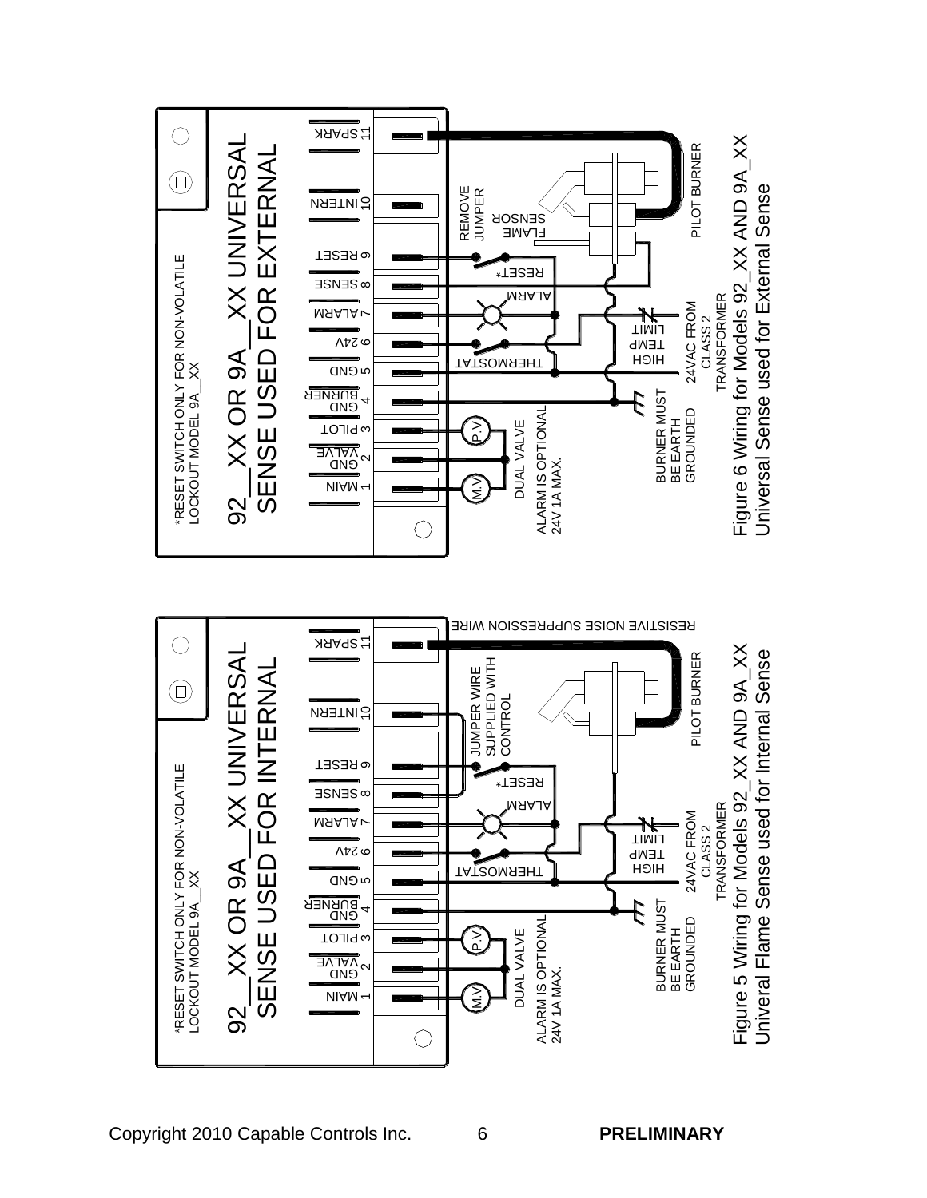*RESET SWITCH ONLY FOR NON-VOLATILE LOCKOUT MODEL 9A__XX

92__XX OR 9A__XX UNIVERSAL SENSE USED FOR INTERNAL

1 MAIN, 2 GND VALVE, 3 PILOT, 4 GND BURNER, 5 GND, 6 24V, 7 ALARM, 8 SENSE, 9 RESET, 10 INTERN, 11 SPARK

M.V, P.V, DUAL VALVE, ALARM IS OPTIONAL 24V 1A MAX., THERMOSTAT, ALARM, RESET*, JUMPER WIRE SUPPLIED WITH CONTROL, BURNER MUST BE EARTH GROUNDED, HIGH TEMP LIMIT, 24VAC FROM CLASS 2 TRANSFORMER, PILOT BURNER, RESISTIVE NOISE SUPPRESSION WIRE

Figure 5 Wiring for Models 92_XX AND 9A_XX Univeral Flame Sense used for Internal Sense

*RESET SWITCH ONLY FOR NON-VOLATILE LOCKOUT MODEL 9A__XX

92__XX OR 9A__XX UNIVERSAL SENSE USED FOR EXTERNAL

1 MAIN, 2 GND VALVE, 3 PILOT, 4 GND BURNER, 5 GND, 6 24V, 7 ALARM, 8 SENSE, 9 RESET, 10 INTERN, 11 SPARK

M.V, P.V, DUAL VALVE, ALARM IS OPTIONAL 24V 1A MAX., THERMOSTAT, ALARM, RESET*, REMOVE JUMPER, FLAME SENSOR, BURNER MUST BE EARTH GROUNDED, HIGH TEMP LIMIT, 24VAC FROM CLASS 2 TRANSFORMER, PILOT BURNER

Figure 6 Wiring for Models 92_XX AND 9A_XX Universal Sense used for External Sense

Copyright 2010 Capable Controls Inc.

**PRELIMINARY**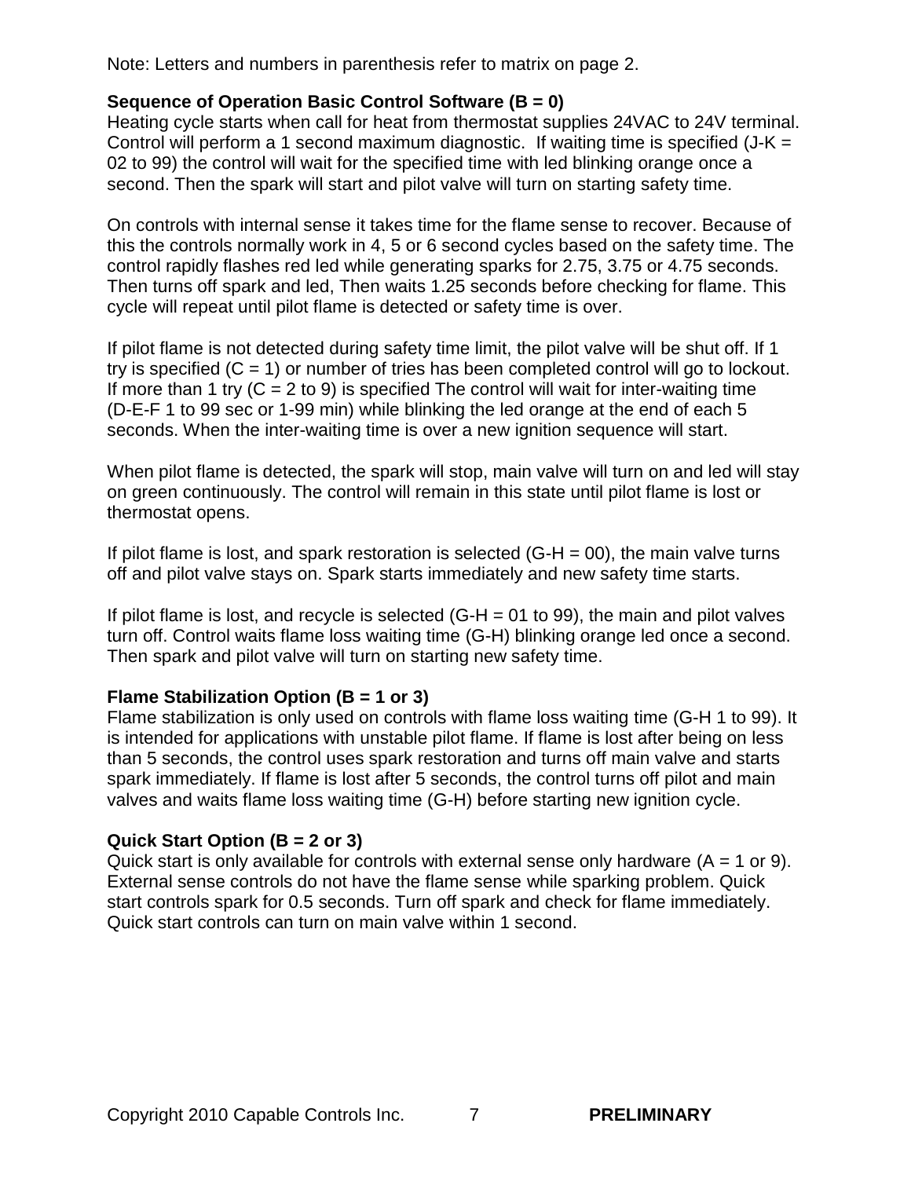Note: Letters and numbers in parenthesis refer to matrix on page 2.

**Sequence of Operation Basic Control Software (B = 0)**

Heating cycle starts when call for heat from thermostat supplies 24VAC to 24V terminal. Control will perform a 1 second maximum diagnostic. If waiting time is specified (J-K = 02 to 99) the control will wait for the specified time with led blinking orange once a second. Then the spark will start and pilot valve will turn on starting safety time.

On controls with internal sense it takes time for the flame sense to recover. Because of this the controls normally work in 4, 5 or 6 second cycles based on the safety time. The control rapidly flashes red led while generating sparks for 2.75, 3.75 or 4.75 seconds. Then turns off spark and led, Then waits 1.25 seconds before checking for flame. This cycle will repeat until pilot flame is detected or safety time is over.

If pilot flame is not detected during safety time limit, the pilot valve will be shut off. If 1 try is specified (C = 1) or number of tries has been completed control will go to lockout. If more than 1 try (C = 2 to 9) is specified The control will wait for inter-waiting time (D-E-F 1 to 99 sec or 1-99 min) while blinking the led orange at the end of each 5 seconds. When the inter-waiting time is over a new ignition sequence will start.

When pilot flame is detected, the spark will stop, main valve will turn on and led will stay on green continuously. The control will remain in this state until pilot flame is lost or thermostat opens.

If pilot flame is lost, and spark restoration is selected (G-H = 00), the main valve turns off and pilot valve stays on. Spark starts immediately and new safety time starts.

If pilot flame is lost, and recycle is selected (G-H = 01 to 99), the main and pilot valves turn off. Control waits flame loss waiting time (G-H) blinking orange led once a second. Then spark and pilot valve will turn on starting new safety time.

**Flame Stabilization Option (B = 1 or 3)**

Flame stabilization is only used on controls with flame loss waiting time (G-H 1 to 99). It is intended for applications with unstable pilot flame. If flame is lost after being on less than 5 seconds, the control uses spark restoration and turns off main valve and starts spark immediately. If flame is lost after 5 seconds, the control turns off pilot and main valves and waits flame loss waiting time (G-H) before starting new ignition cycle.

**Quick Start Option (B = 2 or 3)**

Quick start is only available for controls with external sense only hardware (A = 1 or 9). External sense controls do not have the flame sense while sparking problem. Quick start controls spark for 0.5 seconds. Turn off spark and check for flame immediately. Quick start controls can turn on main valve within 1 second.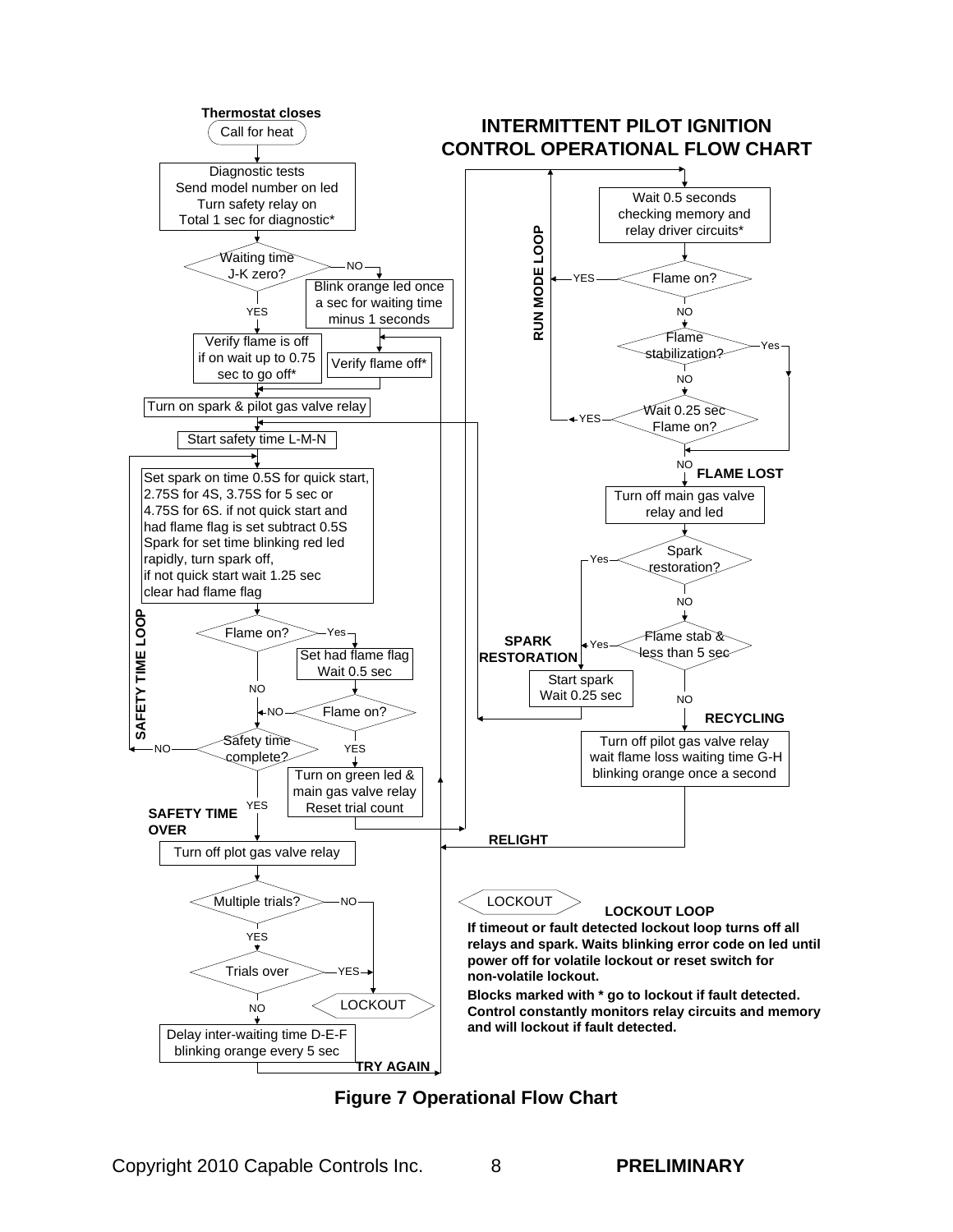## INTERMITTENT PILOT IGNITION CONTROL OPERATIONAL FLOW CHART

**Thermostat closes**

Call for heat

Diagnostic tests
Send model number on led
Turn safety relay on
Total 1 sec for diagnostic*

Waiting time J-K zero?
- NO → Blink orange led once a sec for waiting time minus 1 seconds → Verify flame off*
- YES → Verify flame is off if on wait up to 0.75 sec to go off*

Turn on spark & pilot gas valve relay

Start safety time L-M-N

**SAFETY TIME LOOP**

Set spark on time 0.5S for quick start, 2.75S for 4S, 3.75S for 5 sec or 4.75S for 6S. if not quick start and had flame flag is set subtract 0.5S
Spark for set time blinking red led rapidly, turn spark off,
if not quick start wait 1.25 sec
clear had flame flag

Flame on?
- Yes → Set had flame flag Wait 0.5 sec → Flame on?
  - YES → Turn on green led & main gas valve relay Reset trial count → (RUN MODE LOOP)
  - NO → Safety time complete?
- NO → Safety time complete?

Safety time complete?
- NO → (back to SAFETY TIME LOOP)
- YES → **SAFETY TIME OVER**

Turn off plot gas valve relay

Multiple trials?
- NO → LOCKOUT
- YES → Trials over
  - YES → LOCKOUT
  - NO → Delay inter-waiting time D-E-F blinking orange every 5 sec → **TRY AGAIN**

**RUN MODE LOOP**

Wait 0.5 seconds checking memory and relay driver circuits*

Flame on?
- YES → (RUN MODE LOOP)
- NO → Flame stabilization?
  - Yes → FLAME LOST
  - NO → Wait 0.25 sec Flame on?
    - YES → (RUN MODE LOOP)
    - NO → **FLAME LOST**

Turn off main gas valve relay and led

Spark restoration?
- Yes → **SPARK RESTORATION**
- NO → Flame stab & less than 5 sec
  - Yes → **SPARK RESTORATION**
  - NO → **RECYCLING**

**SPARK RESTORATION**: Start spark Wait 0.25 sec → Start safety time L-M-N

**RECYCLING**: Turn off pilot gas valve relay wait flame loss waiting time G-H blinking orange once a second → **RELIGHT** → Verify flame off*

LOCKOUT

**LOCKOUT LOOP**

**If timeout or fault detected lockout loop turns off all relays and spark. Waits blinking error code on led until power off for volatile lockout or reset switch for non-volatile lockout.**

**Blocks marked with * go to lockout if fault detected. Control constantly monitors relay circuits and memory and will lockout if fault detected.**

**Figure 7 Operational Flow Chart**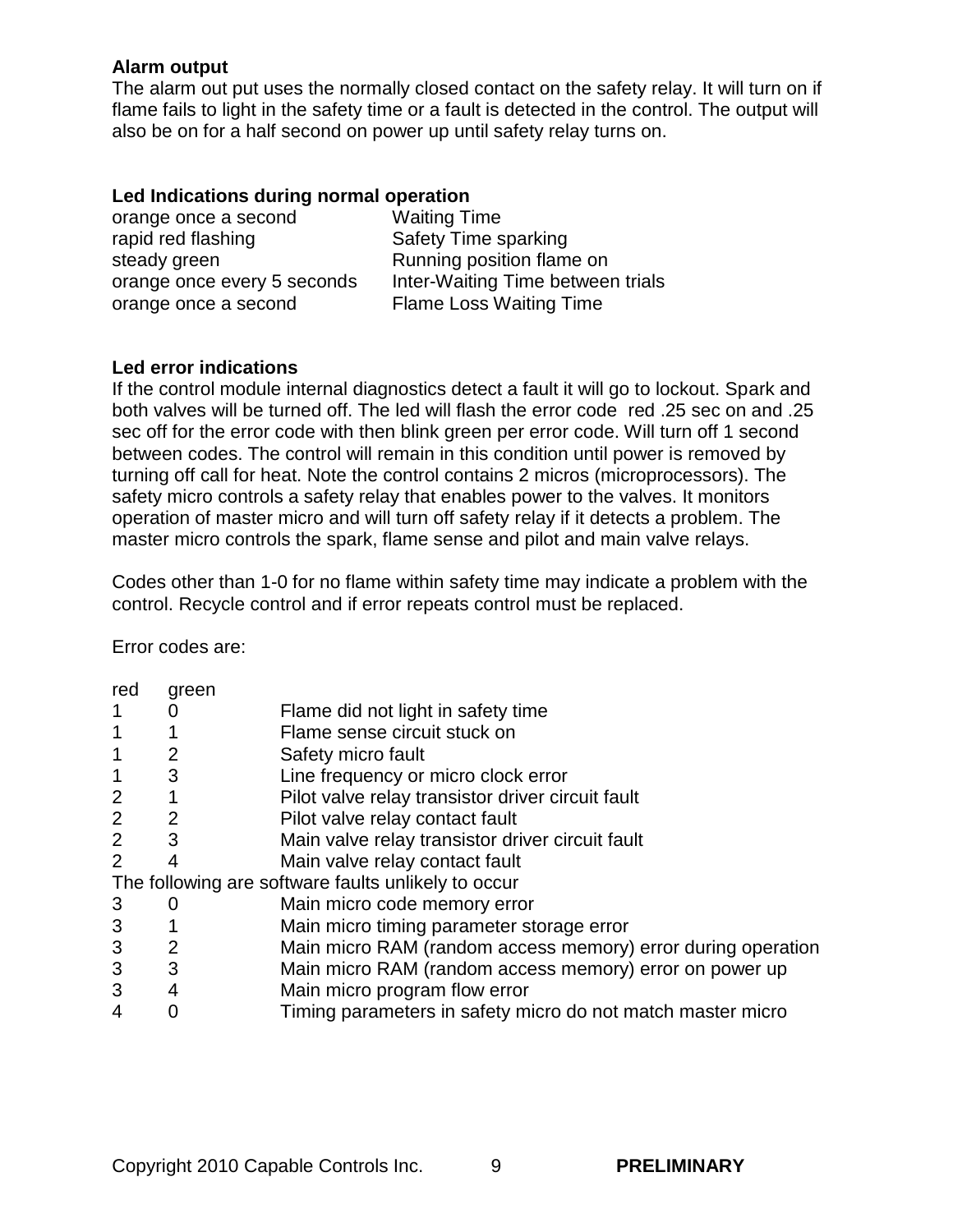**Alarm output**

The alarm out put uses the normally closed contact on the safety relay. It will turn on if flame fails to light in the safety time or a fault is detected in the control. The output will also be on for a half second on power up until safety relay turns on.

**Led Indications during normal operation**

| | |
|---|---|
| orange once a second | Waiting Time |
| rapid red flashing | Safety Time sparking |
| steady green | Running position flame on |
| orange once every 5 seconds | Inter-Waiting Time between trials |
| orange once a second | Flame Loss Waiting Time |

**Led error indications**

If the control module internal diagnostics detect a fault it will go to lockout. Spark and both valves will be turned off. The led will flash the error code red .25 sec on and .25 sec off for the error code with then blink green per error code. Will turn off 1 second between codes. The control will remain in this condition until power is removed by turning off call for heat. Note the control contains 2 micros (microprocessors). The safety micro controls a safety relay that enables power to the valves. It monitors operation of master micro and will turn off safety relay if it detects a problem. The master micro controls the spark, flame sense and pilot and main valve relays.

Codes other than 1-0 for no flame within safety time may indicate a problem with the control. Recycle control and if error repeats control must be replaced.

Error codes are:

| red | green | |
|---|---|---|
| 1 | 0 | Flame did not light in safety time |
| 1 | 1 | Flame sense circuit stuck on |
| 1 | 2 | Safety micro fault |
| 1 | 3 | Line frequency or micro clock error |
| 2 | 1 | Pilot valve relay transistor driver circuit fault |
| 2 | 2 | Pilot valve relay contact fault |
| 2 | 3 | Main valve relay transistor driver circuit fault |
| 2 | 4 | Main valve relay contact fault |
| The following are software faults unlikely to occur | | |
| 3 | 0 | Main micro code memory error |
| 3 | 1 | Main micro timing parameter storage error |
| 3 | 2 | Main micro RAM (random access memory) error during operation |
| 3 | 3 | Main micro RAM (random access memory) error on power up |
| 3 | 4 | Main micro program flow error |
| 4 | 0 | Timing parameters in safety micro do not match master micro |

Copyright 2010 Capable Controls Inc. **PRELIMINARY**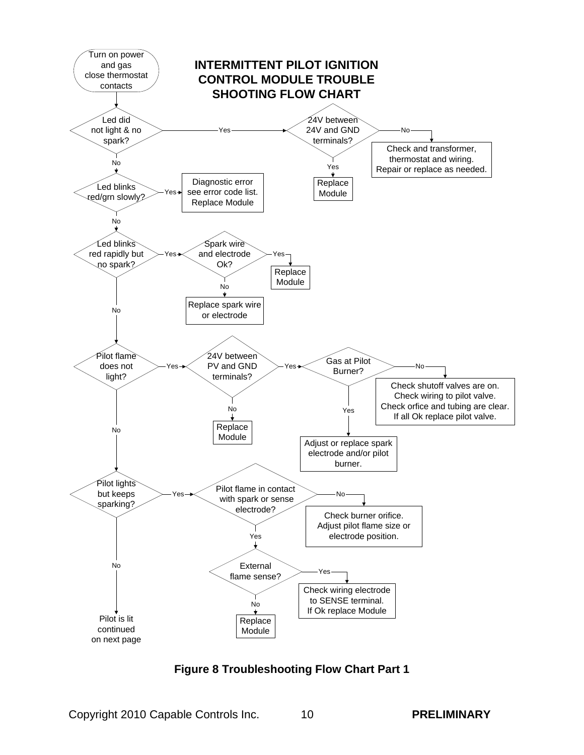# INTERMITTENT PILOT IGNITION CONTROL MODULE TROUBLE SHOOTING FLOW CHART

**Turn on power and gas close thermostat contacts**

- **Led did not light & no spark?**
  - Yes → **24V between 24V and GND terminals?**
    - Yes → Replace Module
    - No → Check and transformer, thermostat and wiring. Repair or replace as needed.
  - No ↓
- **Led blinks red/grn slowly?**
  - Yes → Diagnostic error see error code list. Replace Module
  - No ↓
- **Led blinks red rapidly but no spark?**
  - Yes → **Spark wire and electrode Ok?**
    - Yes → Replace Module
    - No → Replace spark wire or electrode
  - No ↓
- **Pilot flame does not light?**
  - Yes → **24V between PV and GND terminals?**
    - Yes → **Gas at Pilot Burner?**
      - Yes → Adjust or replace spark electrode and/or pilot burner.
      - No → Check shutoff valves are on. Check wiring to pilot valve. Check orfice and tubing are clear. If all Ok replace pilot valve.
    - No → Replace Module
  - No ↓
- **Pilot lights but keeps sparking?**
  - Yes → **Pilot flame in contact with spark or sense electrode?**
    - Yes → **External flame sense?**
      - Yes → Check wiring electrode to SENSE terminal. If Ok replace Module
      - No → Replace Module
    - No → Check burner orifice. Adjust pilot flame size or electrode position.
  - No → Pilot is lit continued on next page

**Figure 8 Troubleshooting Flow Chart Part 1**

Copyright 2010 Capable Controls Inc. **PRELIMINARY**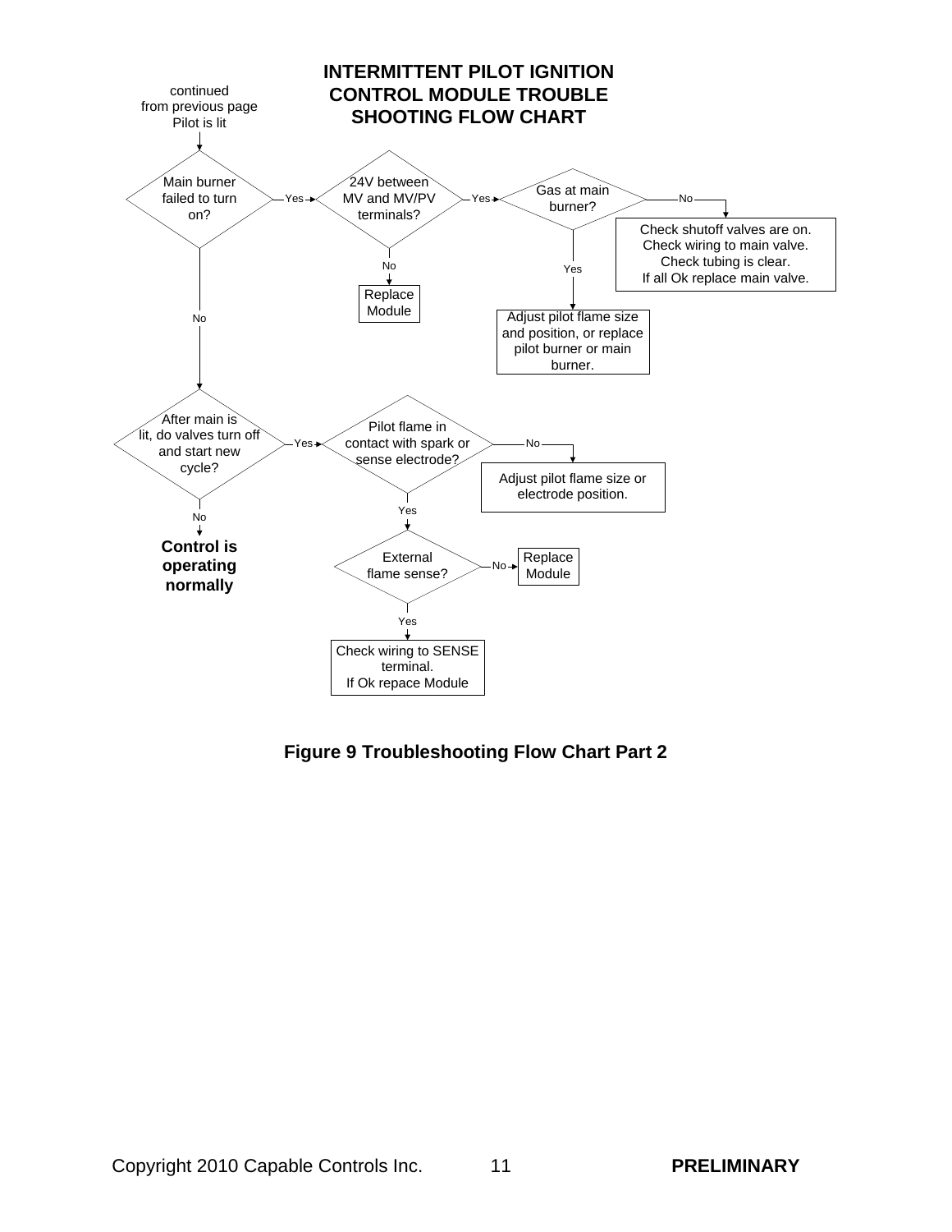## INTERMITTENT PILOT IGNITION CONTROL MODULE TROUBLE SHOOTING FLOW CHART

continued from previous page
Pilot is lit

- **Main burner failed to turn on?**
  - **Yes** → **24V between MV and MV/PV terminals?**
    - **No** → Replace Module
    - **Yes** → **Gas at main burner?**
      - **No** → Check shutoff valves are on. Check wiring to main valve. Check tubing is clear. If all Ok replace main valve.
      - **Yes** → Adjust pilot flame size and position, or replace pilot burner or main burner.
  - **No** → **After main is lit, do valves turn off and start new cycle?**
    - **No** → **Control is operating normally**
    - **Yes** → **Pilot flame in contact with spark or sense electrode?**
      - **No** → Adjust pilot flame size or electrode position.
      - **Yes** → **External flame sense?**
        - **No** → Replace Module
        - **Yes** → Check wiring to SENSE terminal. If Ok repace Module

**Figure 9 Troubleshooting Flow Chart Part 2**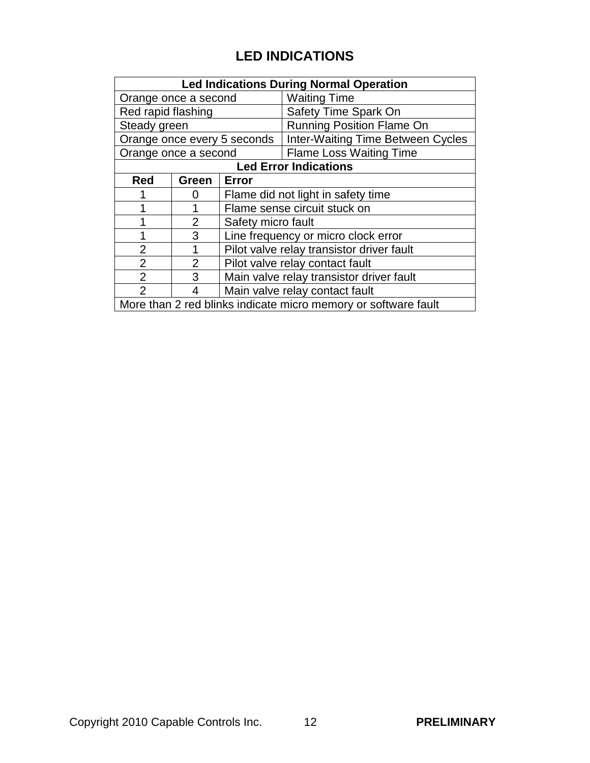# LED INDICATIONS

| Led Indications During Normal Operation | |
|---|---|
| Orange once a second | Waiting Time |
| Red rapid flashing | Safety Time Spark On |
| Steady green | Running Position Flame On |
| Orange once every 5 seconds | Inter-Waiting Time Between Cycles |
| Orange once a second | Flame Loss Waiting Time |

| Led Error Indications | | |
|---|---|---|
| **Red** | **Green** | **Error** |
| 1 | 0 | Flame did not light in safety time |
| 1 | 1 | Flame sense circuit stuck on |
| 1 | 2 | Safety micro fault |
| 1 | 3 | Line frequency or micro clock error |
| 2 | 1 | Pilot valve relay transistor driver fault |
| 2 | 2 | Pilot valve relay contact fault |
| 2 | 3 | Main valve relay transistor driver fault |
| 2 | 4 | Main valve relay contact fault |
| More than 2 red blinks indicate micro memory or software fault | | |